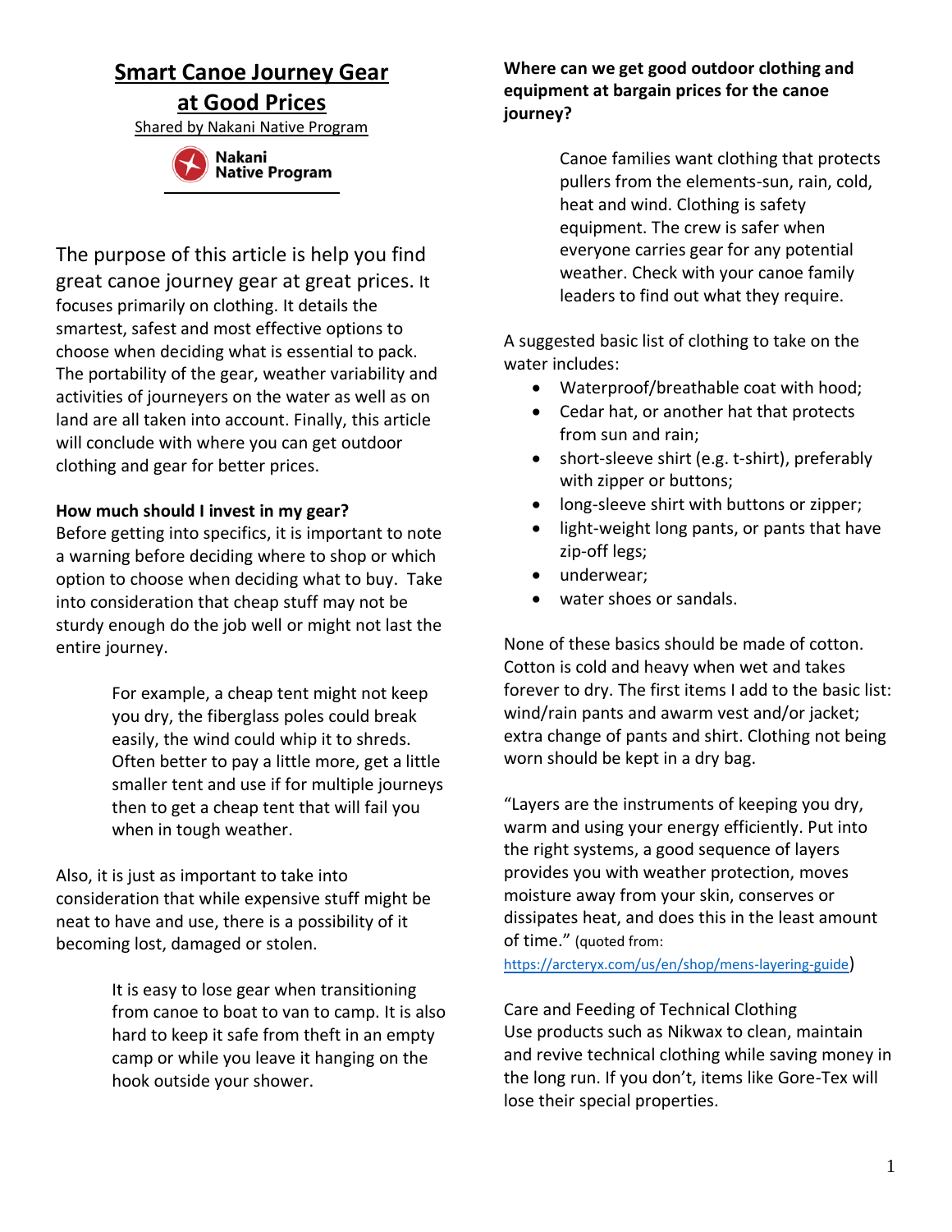# Smart Canoe Journey Gear at Good Prices

Shared by Nakani Native Program

Nakani Native Program

The purpose of this article is help you find great canoe journey gear at great prices. It focuses primarily on clothing. It details the smartest, safest and most effective options to choose when deciding what is essential to pack. The portability of the gear, weather variability and activities of journeyers on the water as well as on land are all taken into account. Finally, this article will conclude with where you can get outdoor clothing and gear for better prices.

**How much should I invest in my gear?**

Before getting into specifics, it is important to note a warning before deciding where to shop or which option to choose when deciding what to buy. Take into consideration that cheap stuff may not be sturdy enough do the job well or might not last the entire journey.

> For example, a cheap tent might not keep you dry, the fiberglass poles could break easily, the wind could whip it to shreds. Often better to pay a little more, get a little smaller tent and use if for multiple journeys then to get a cheap tent that will fail you when in tough weather.

Also, it is just as important to take into consideration that while expensive stuff might be neat to have and use, there is a possibility of it becoming lost, damaged or stolen.

> It is easy to lose gear when transitioning from canoe to boat to van to camp. It is also hard to keep it safe from theft in an empty camp or while you leave it hanging on the hook outside your shower.

**Where can we get good outdoor clothing and equipment at bargain prices for the canoe journey?**

> Canoe families want clothing that protects pullers from the elements-sun, rain, cold, heat and wind. Clothing is safety equipment. The crew is safer when everyone carries gear for any potential weather. Check with your canoe family leaders to find out what they require.

A suggested basic list of clothing to take on the water includes:

- Waterproof/breathable coat with hood;
- Cedar hat, or another hat that protects from sun and rain;
- short-sleeve shirt (e.g. t-shirt), preferably with zipper or buttons;
- long-sleeve shirt with buttons or zipper;
- light-weight long pants, or pants that have zip-off legs;
- underwear;
- water shoes or sandals.

None of these basics should be made of cotton. Cotton is cold and heavy when wet and takes forever to dry. The first items I add to the basic list: wind/rain pants and awarm vest and/or jacket; extra change of pants and shirt. Clothing not being worn should be kept in a dry bag.

"Layers are the instruments of keeping you dry, warm and using your energy efficiently. Put into the right systems, a good sequence of layers provides you with weather protection, moves moisture away from your skin, conserves or dissipates heat, and does this in the least amount of time." (quoted from: https://arcteryx.com/us/en/shop/mens-layering-guide)

Care and Feeding of Technical Clothing

Use products such as Nikwax to clean, maintain and revive technical clothing while saving money in the long run. If you don't, items like Gore-Tex will lose their special properties.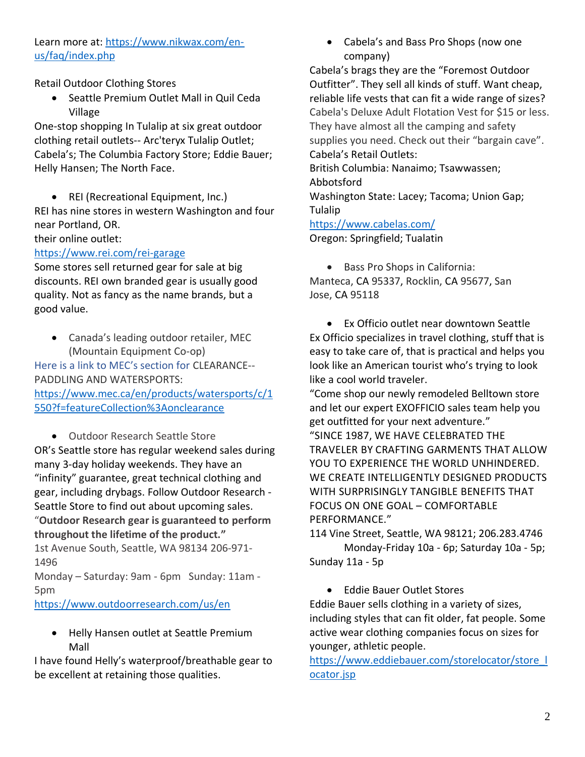Learn more at: [https://www.nikwax.com/en-us/faq/index.php](https://www.nikwax.com/en-us/faq/index.php)

Retail Outdoor Clothing Stores

- Seattle Premium Outlet Mall in Quil Ceda Village

One-stop shopping In Tulalip at six great outdoor clothing retail outlets-- Arc'teryx Tulalip Outlet; Cabela's; The Columbia Factory Store; Eddie Bauer; Helly Hansen; The North Face.

- REI (Recreational Equipment, Inc.)

REI has nine stores in western Washington and four near Portland, OR.
their online outlet:
[https://www.rei.com/rei-garage](https://www.rei.com/rei-garage)
Some stores sell returned gear for sale at big discounts. REI own branded gear is usually good quality. Not as fancy as the name brands, but a good value.

- Canada's leading outdoor retailer, MEC (Mountain Equipment Co-op)

Here is a link to MEC's section for CLEARANCE--PADDLING AND WATERSPORTS:
[https://www.mec.ca/en/products/watersports/c/1550?f=featureCollection%3Aonclearance](https://www.mec.ca/en/products/watersports/c/1550?f=featureCollection%3Aonclearance)

- Outdoor Research Seattle Store

OR's Seattle store has regular weekend sales during many 3-day holiday weekends. They have an "infinity" guarantee, great technical clothing and gear, including drybags. Follow Outdoor Research - Seattle Store to find out about upcoming sales.
"**Outdoor Research gear is guaranteed to perform throughout the lifetime of the product."**
1st Avenue South, Seattle, WA 98134 206-971-1496
Monday – Saturday: 9am - 6pm   Sunday: 11am - 5pm
[https://www.outdoorresearch.com/us/en](https://www.outdoorresearch.com/us/en)

- Helly Hansen outlet at Seattle Premium Mall

I have found Helly's waterproof/breathable gear to be excellent at retaining those qualities.

- Cabela's and Bass Pro Shops (now one company)

Cabela's brags they are the "Foremost Outdoor Outfitter". They sell all kinds of stuff. Want cheap, reliable life vests that can fit a wide range of sizes? Cabela's Deluxe Adult Flotation Vest for $15 or less. They have almost all the camping and safety supplies you need. Check out their "bargain cave".
Cabela's Retail Outlets:
British Columbia: Nanaimo; Tsawwassen; Abbotsford
Washington State: Lacey; Tacoma; Union Gap; Tulalip
[https://www.cabelas.com/](https://www.cabelas.com/)
Oregon: Springfield; Tualatin

- Bass Pro Shops in California:

Manteca, CA 95337, Rocklin, CA 95677, San Jose, CA 95118

- Ex Officio outlet near downtown Seattle

Ex Officio specializes in travel clothing, stuff that is easy to take care of, that is practical and helps you look like an American tourist who's trying to look like a cool world traveler.
"Come shop our newly remodeled Belltown store and let our expert EXOFFICIO sales team help you get outfitted for your next adventure."
"SINCE 1987, WE HAVE CELEBRATED THE TRAVELER BY CRAFTING GARMENTS THAT ALLOW YOU TO EXPERIENCE THE WORLD UNHINDERED. WE CREATE INTELLIGENTLY DESIGNED PRODUCTS WITH SURPRISINGLY TANGIBLE BENEFITS THAT FOCUS ON ONE GOAL – COMFORTABLE PERFORMANCE."
114 Vine Street, Seattle, WA 98121; 206.283.4746
Monday-Friday 10a - 6p; Saturday 10a - 5p; Sunday 11a - 5p

- Eddie Bauer Outlet Stores

Eddie Bauer sells clothing in a variety of sizes, including styles that can fit older, fat people. Some active wear clothing companies focus on sizes for younger, athletic people.
[https://www.eddiebauer.com/storelocator/store_locator.jsp](https://www.eddiebauer.com/storelocator/store_locator.jsp)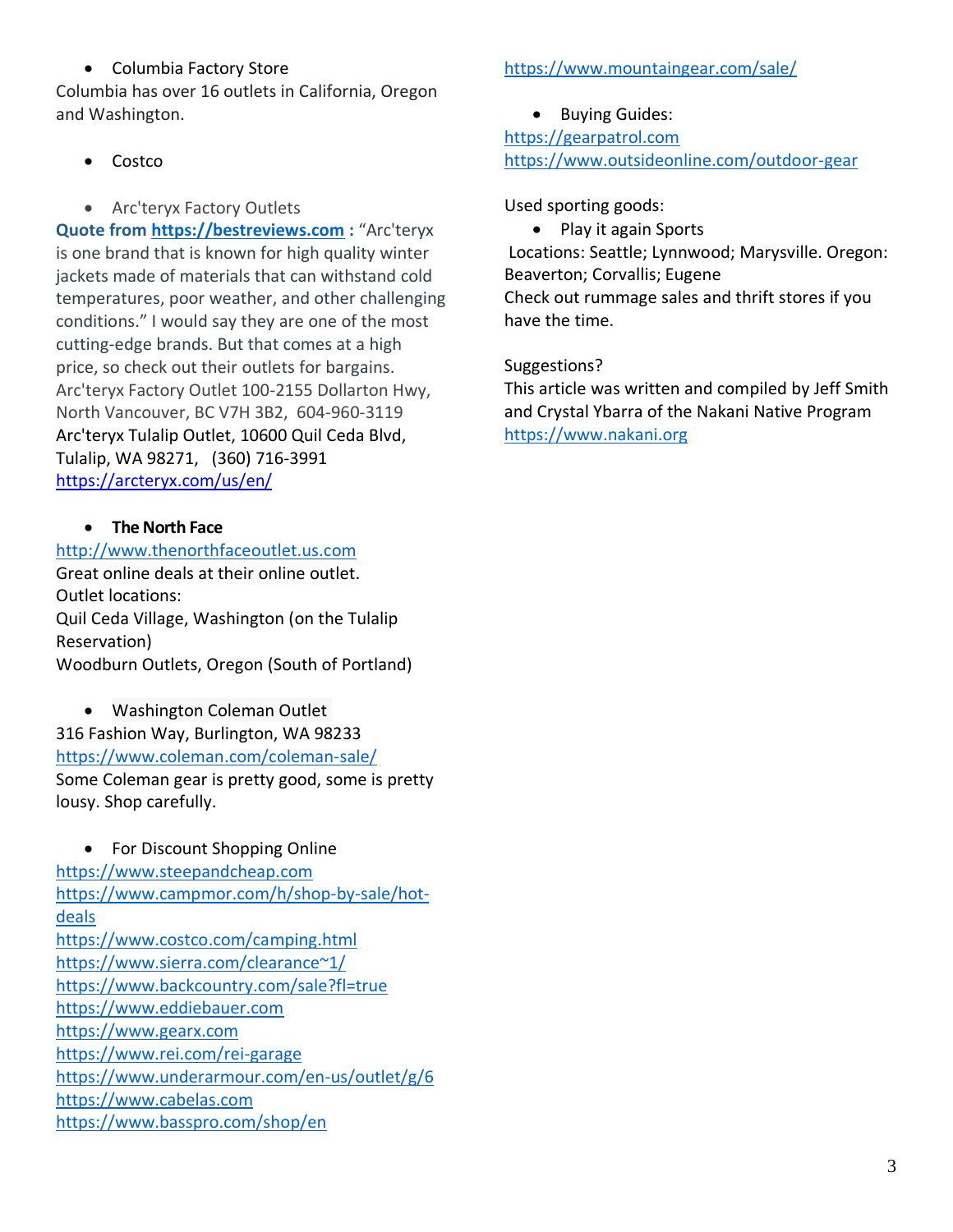- Columbia Factory Store

Columbia has over 16 outlets in California, Oregon and Washington.

- Costco

- Arc'teryx Factory Outlets

**Quote from https://bestreviews.com :** "Arc'teryx is one brand that is known for high quality winter jackets made of materials that can withstand cold temperatures, poor weather, and other challenging conditions." I would say they are one of the most cutting-edge brands. But that comes at a high price, so check out their outlets for bargains.
Arc'teryx Factory Outlet 100-2155 Dollarton Hwy, North Vancouver, BC V7H 3B2, 604-960-3119
Arc'teryx Tulalip Outlet, 10600 Quil Ceda Blvd, Tulalip, WA 98271, (360) 716-3991
https://arcteryx.com/us/en/

- **The North Face**

http://www.thenorthfaceoutlet.us.com
Great online deals at their online outlet.
Outlet locations:
Quil Ceda Village, Washington (on the Tulalip Reservation)
Woodburn Outlets, Oregon (South of Portland)

- Washington Coleman Outlet

316 Fashion Way, Burlington, WA 98233
https://www.coleman.com/coleman-sale/
Some Coleman gear is pretty good, some is pretty lousy. Shop carefully.

- For Discount Shopping Online

https://www.steepandcheap.com
https://www.campmor.com/h/shop-by-sale/hot-deals
https://www.costco.com/camping.html
https://www.sierra.com/clearance~1/
https://www.backcountry.com/sale?fl=true
https://www.eddiebauer.com
https://www.gearx.com
https://www.rei.com/rei-garage
https://www.underarmour.com/en-us/outlet/g/6
https://www.cabelas.com
https://www.basspro.com/shop/en
https://www.mountaingear.com/sale/

- Buying Guides:

https://gearpatrol.com
https://www.outsideonline.com/outdoor-gear

Used sporting goods:

- Play it again Sports

Locations: Seattle; Lynnwood; Marysville. Oregon: Beaverton; Corvallis; Eugene
Check out rummage sales and thrift stores if you have the time.

Suggestions?
This article was written and compiled by Jeff Smith and Crystal Ybarra of the Nakani Native Program
https://www.nakani.org